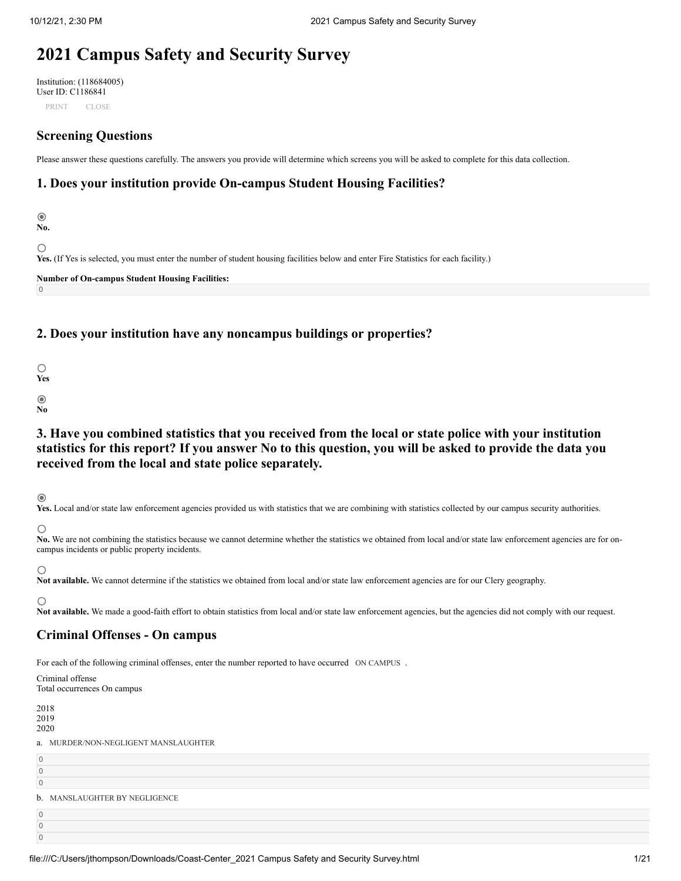# 2021 Campus Safety and Security Survey

Institution: (118684005)
User ID: C1186841

PRINT CLOSE

## Screening Questions

Please answer these questions carefully. The answers you provide will determine which screens you will be asked to complete for this data collection.

## 1. Does your institution provide On-campus Student Housing Facilities?

◉ **No.**

○ **Yes.** (If Yes is selected, you must enter the number of student housing facilities below and enter Fire Statistics for each facility.)

**Number of On-campus Student Housing Facilities:**
0

## 2. Does your institution have any noncampus buildings or properties?

○ **Yes**

◉ **No**

## 3. Have you combined statistics that you received from the local or state police with your institution statistics for this report? If you answer No to this question, you will be asked to provide the data you received from the local and state police separately.

◉ **Yes.** Local and/or state law enforcement agencies provided us with statistics that we are combining with statistics collected by our campus security authorities.

○ **No.** We are not combining the statistics because we cannot determine whether the statistics we obtained from local and/or state law enforcement agencies are for on-campus incidents or public property incidents.

○ **Not available.** We cannot determine if the statistics we obtained from local and/or state law enforcement agencies are for our Clery geography.

○ **Not available.** We made a good-faith effort to obtain statistics from local and/or state law enforcement agencies, but the agencies did not comply with our request.

## Criminal Offenses - On campus

For each of the following criminal offenses, enter the number reported to have occurred ON CAMPUS .

| Criminal offense | Total occurrences On campus 2018 | 2019 | 2020 |
|---|---|---|---|
| a. MURDER/NON-NEGLIGENT MANSLAUGHTER | 0 | 0 | 0 |
| b. MANSLAUGHTER BY NEGLIGENCE | 0 | 0 | 0 |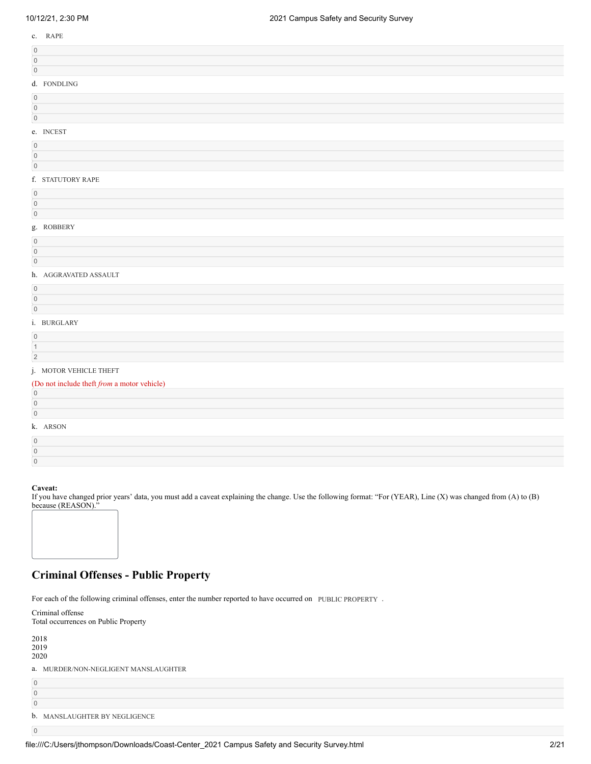c. RAPE

| |
|---|
| 0 |
| 0 |
| 0 |

d. FONDLING

| |
|---|
| 0 |
| 0 |
| 0 |

e. INCEST

| |
|---|
| 0 |
| 0 |
| 0 |

f. STATUTORY RAPE

| |
|---|
| 0 |
| 0 |
| 0 |

g. ROBBERY

| |
|---|
| 0 |
| 0 |
| 0 |

h. AGGRAVATED ASSAULT

| |
|---|
| 0 |
| 0 |
| 0 |

i. BURGLARY

| |
|---|
| 0 |
| 1 |
| 2 |

j. MOTOR VEHICLE THEFT

(Do not include theft *from* a motor vehicle)

| |
|---|
| 0 |
| 0 |
| 0 |

k. ARSON

| |
|---|
| 0 |
| 0 |
| 0 |

**Caveat:**
If you have changed prior years' data, you must add a caveat explaining the change. Use the following format: "For (YEAR), Line (X) was changed from (A) to (B) because (REASON)."

## Criminal Offenses - Public Property

For each of the following criminal offenses, enter the number reported to have occurred on PUBLIC PROPERTY .

Criminal offense
Total occurrences on Public Property

2018
2019
2020

a. MURDER/NON-NEGLIGENT MANSLAUGHTER

| |
|---|
| 0 |
| 0 |
| 0 |

b. MANSLAUGHTER BY NEGLIGENCE

| |
|---|
| 0 |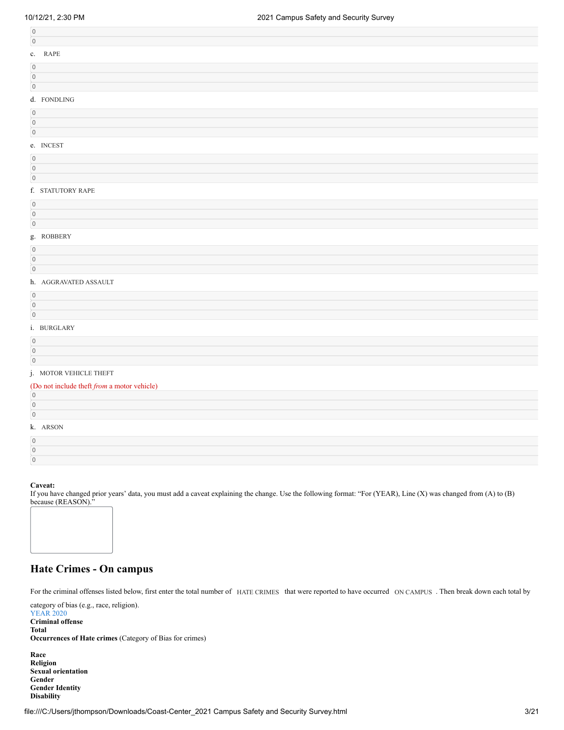0

0

c. RAPE

0

0

0

d. FONDLING

0

0

0

e. INCEST

0

0

0

f. STATUTORY RAPE

0

0

0

g. ROBBERY

0

0

0

h. AGGRAVATED ASSAULT

0

0

0

i. BURGLARY

0

0

0

j. MOTOR VEHICLE THEFT

(Do not include theft *from* a motor vehicle)

0

0

0

k. ARSON

0

0

0

**Caveat:**
If you have changed prior years' data, you must add a caveat explaining the change. Use the following format: "For (YEAR), Line (X) was changed from (A) to (B) because (REASON)."

## Hate Crimes - On campus

For the criminal offenses listed below, first enter the total number of HATE CRIMES that were reported to have occurred ON CAMPUS . Then break down each total by category of bias (e.g., race, religion).

YEAR 2020

**Criminal offense**

**Total**

**Occurrences of Hate crimes** (Category of Bias for crimes)

**Race**

**Religion**

**Sexual orientation**

**Gender**

**Gender Identity**

**Disability**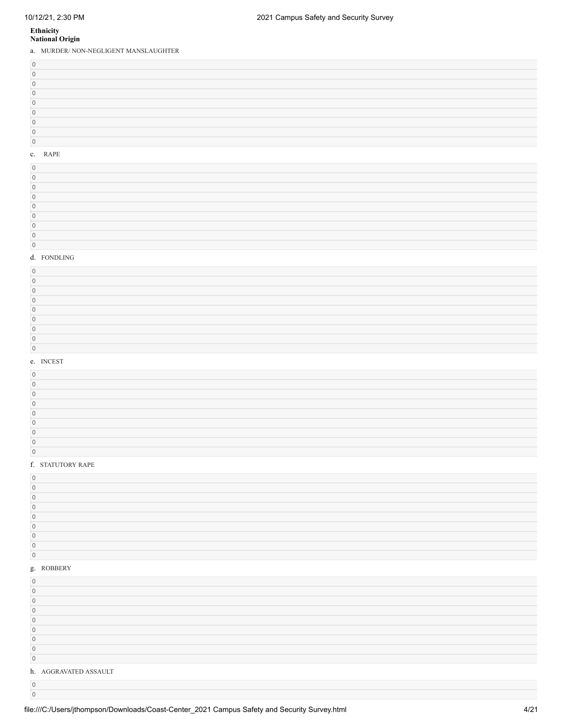**Ethnicity**
**National Origin**

a. MURDER/ NON-NEGLIGENT MANSLAUGHTER

0
0
0
0
0
0
0
0
0

c. RAPE

0
0
0
0
0
0
0
0
0

d. FONDLING

0
0
0
0
0
0
0
0
0

e. INCEST

0
0
0
0
0
0
0
0
0

f. STATUTORY RAPE

0
0
0
0
0
0
0
0
0

g. ROBBERY

0
0
0
0
0
0
0
0
0

h. AGGRAVATED ASSAULT

0
0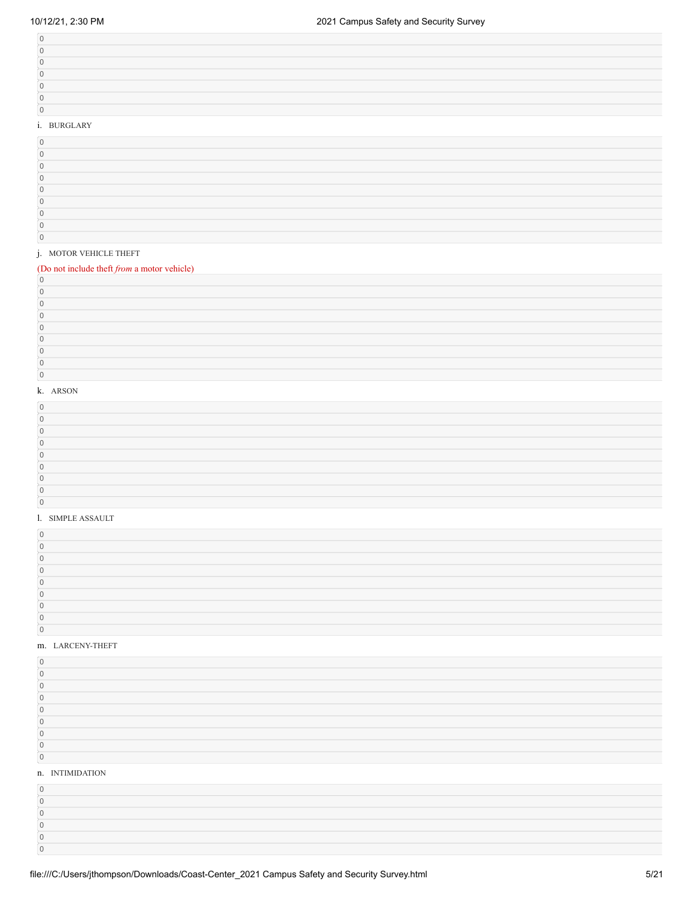0
0
0
0
0
0
0

i. BURGLARY

0
0
0
0
0
0
0
0
0

j. MOTOR VEHICLE THEFT

(Do not include theft *from* a motor vehicle)

0
0
0
0
0
0
0
0
0

k. ARSON

0
0
0
0
0
0
0
0
0

l. SIMPLE ASSAULT

0
0
0
0
0
0
0
0
0

m. LARCENY-THEFT

0
0
0
0
0
0
0
0
0

n. INTIMIDATION

0
0
0
0
0
0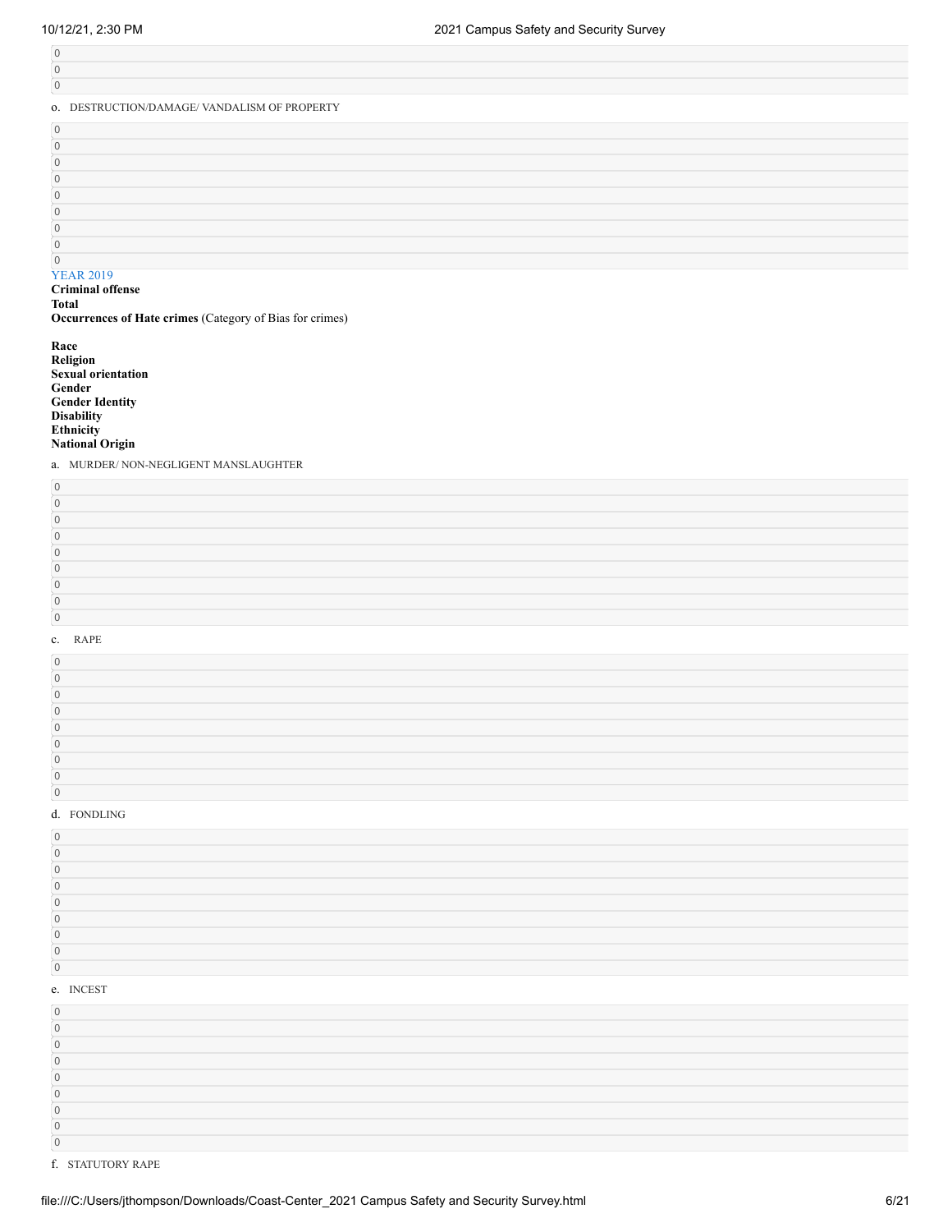0
0
0

o. DESTRUCTION/DAMAGE/ VANDALISM OF PROPERTY

0
0
0
0
0
0
0
0
0

YEAR 2019

**Criminal offense**
**Total**
**Occurrences of Hate crimes** (Category of Bias for crimes)

**Race**
**Religion**
**Sexual orientation**
**Gender**
**Gender Identity**
**Disability**
**Ethnicity**
**National Origin**

a. MURDER/ NON-NEGLIGENT MANSLAUGHTER

0
0
0
0
0
0
0
0
0

c. RAPE

0
0
0
0
0
0
0
0
0

d. FONDLING

0
0
0
0
0
0
0
0
0

e. INCEST

0
0
0
0
0
0
0
0
0

f. STATUTORY RAPE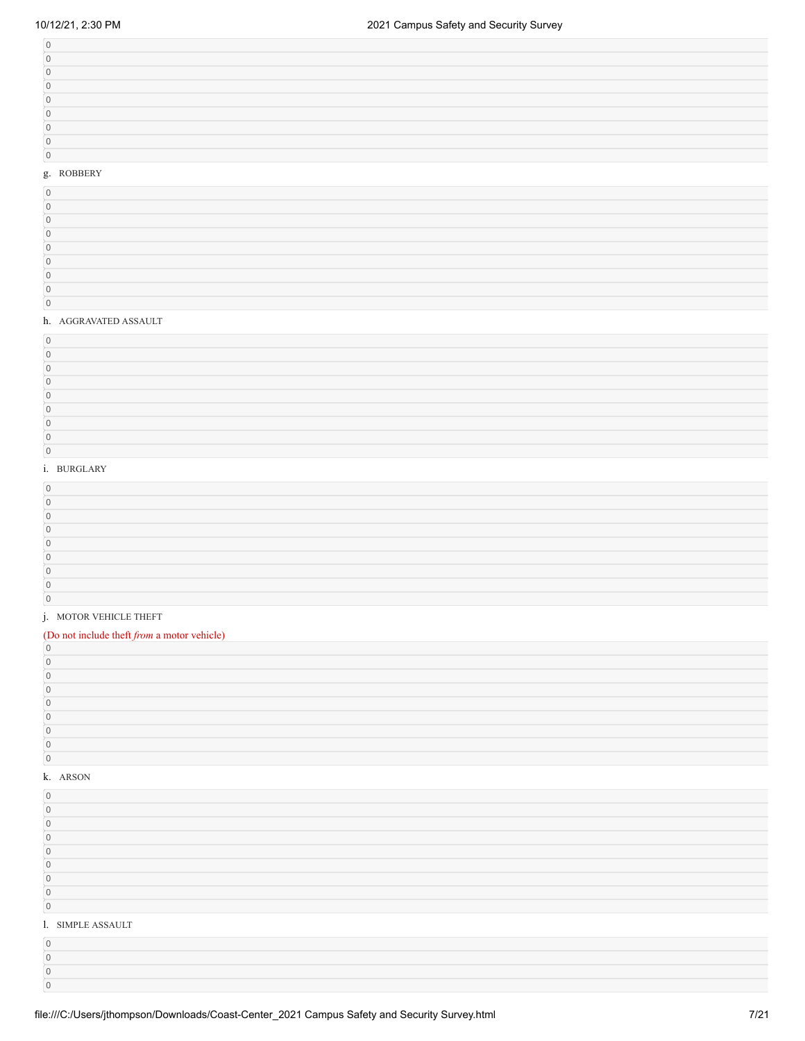0
0
0
0
0
0
0
0
0

g. ROBBERY

0
0
0
0
0
0
0
0
0

h. AGGRAVATED ASSAULT

0
0
0
0
0
0
0
0
0

i. BURGLARY

0
0
0
0
0
0
0
0
0

j. MOTOR VEHICLE THEFT

(Do not include theft *from* a motor vehicle)

0
0
0
0
0
0
0
0
0

k. ARSON

0
0
0
0
0
0
0
0
0

l. SIMPLE ASSAULT

0
0
0
0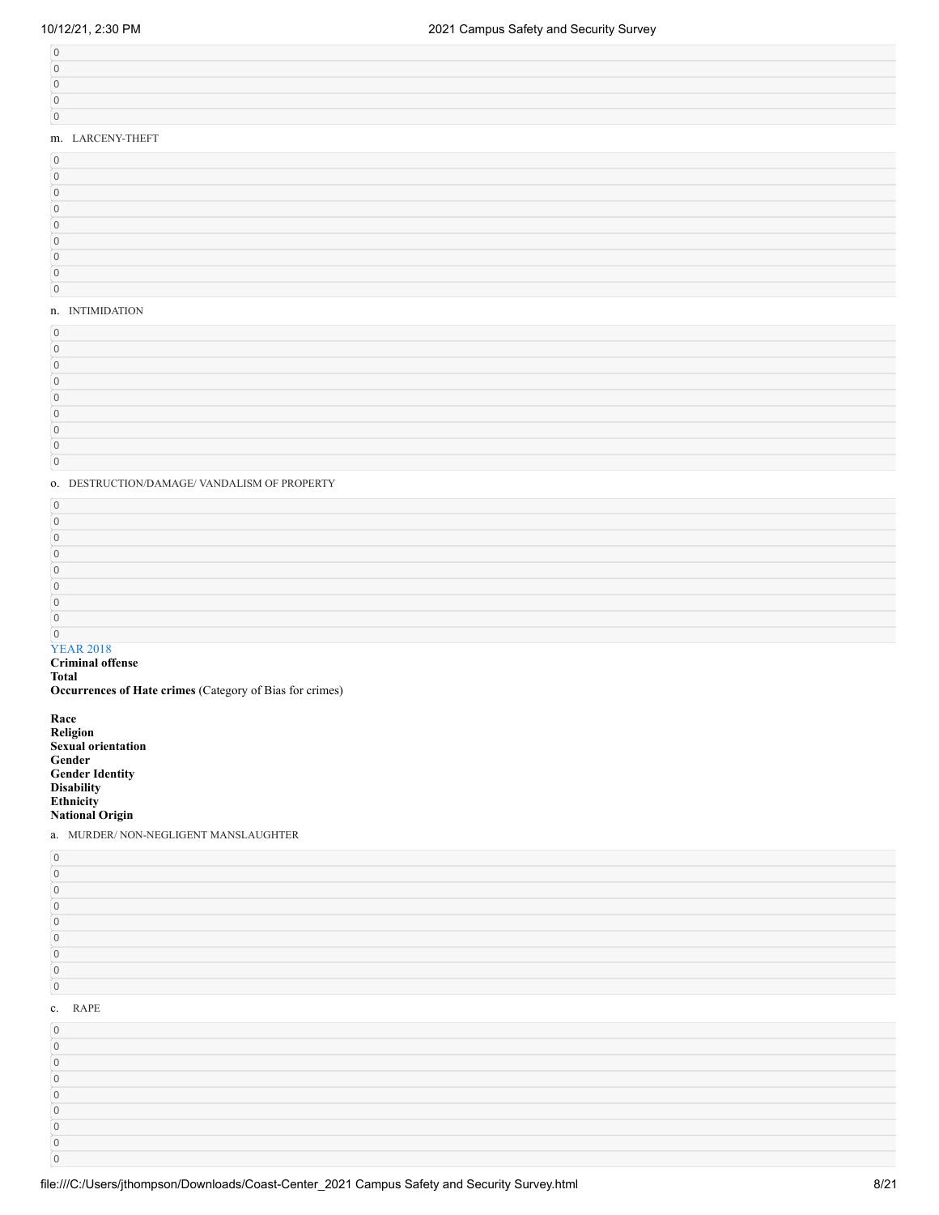0
0
0
0
0

m. LARCENY-THEFT

0
0
0
0
0
0
0
0
0

n. INTIMIDATION

0
0
0
0
0
0
0
0
0

o. DESTRUCTION/DAMAGE/ VANDALISM OF PROPERTY

0
0
0
0
0
0
0
0
0

YEAR 2018

**Criminal offense**
**Total**
**Occurrences of Hate crimes** (Category of Bias for crimes)

**Race**
**Religion**
**Sexual orientation**
**Gender**
**Gender Identity**
**Disability**
**Ethnicity**
**National Origin**

a. MURDER/ NON-NEGLIGENT MANSLAUGHTER

0
0
0
0
0
0
0
0
0

c. RAPE

0
0
0
0
0
0
0
0
0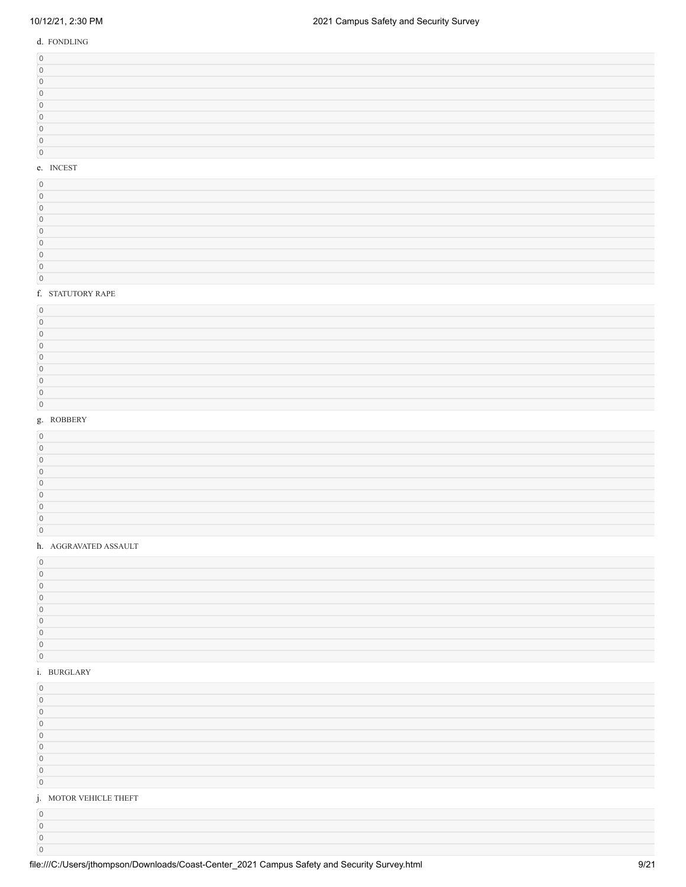d. FONDLING

0
0
0
0
0
0
0
0
0

e. INCEST

0
0
0
0
0
0
0
0
0

f. STATUTORY RAPE

0
0
0
0
0
0
0
0
0

g. ROBBERY

0
0
0
0
0
0
0
0
0

h. AGGRAVATED ASSAULT

0
0
0
0
0
0
0
0
0

i. BURGLARY

0
0
0
0
0
0
0
0
0

j. MOTOR VEHICLE THEFT

0
0
0
0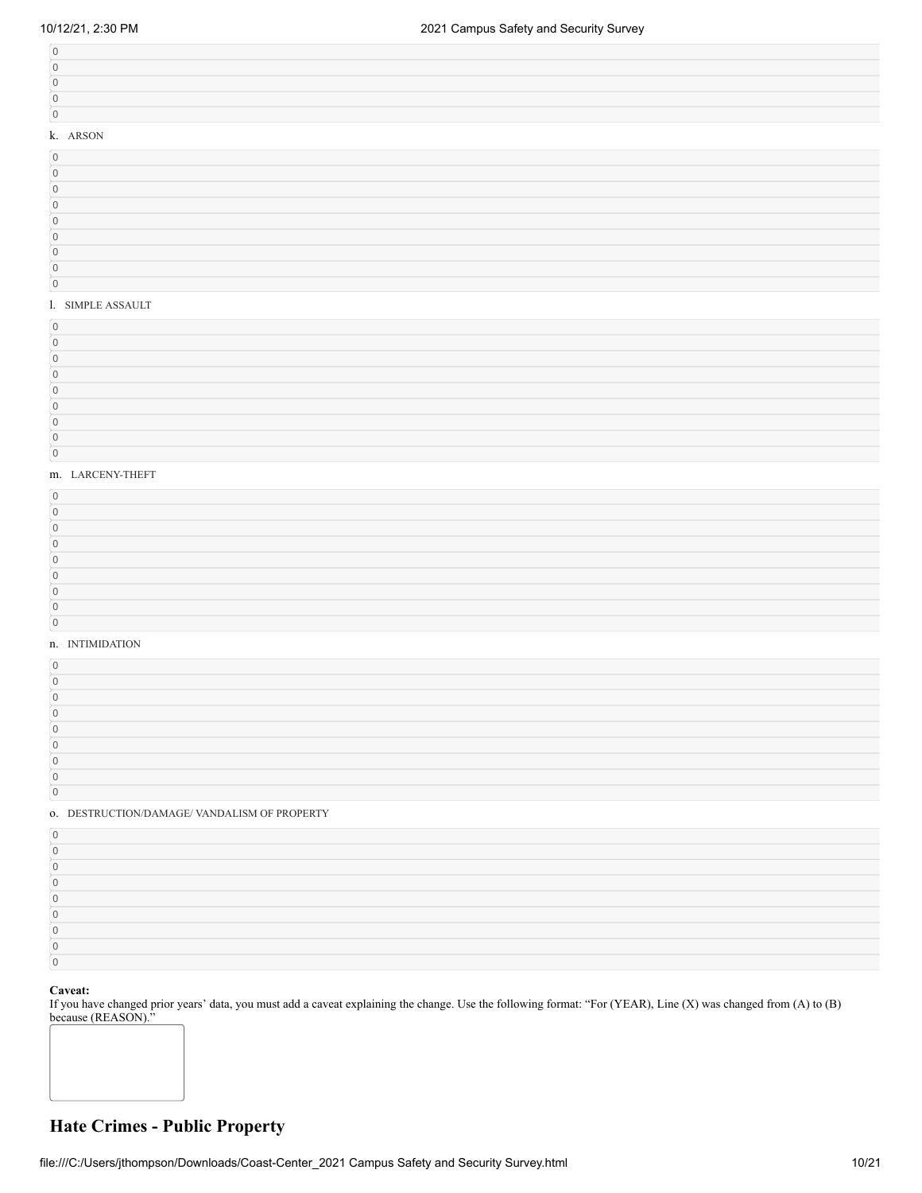0
0
0
0
0

k. ARSON

0
0
0
0
0
0
0
0
0

l. SIMPLE ASSAULT

0
0
0
0
0
0
0
0
0

m. LARCENY-THEFT

0
0
0
0
0
0
0
0
0

n. INTIMIDATION

0
0
0
0
0
0
0
0
0

o. DESTRUCTION/DAMAGE/ VANDALISM OF PROPERTY

0
0
0
0
0
0
0
0
0

**Caveat:**
If you have changed prior years' data, you must add a caveat explaining the change. Use the following format: "For (YEAR), Line (X) was changed from (A) to (B) because (REASON)."

## Hate Crimes - Public Property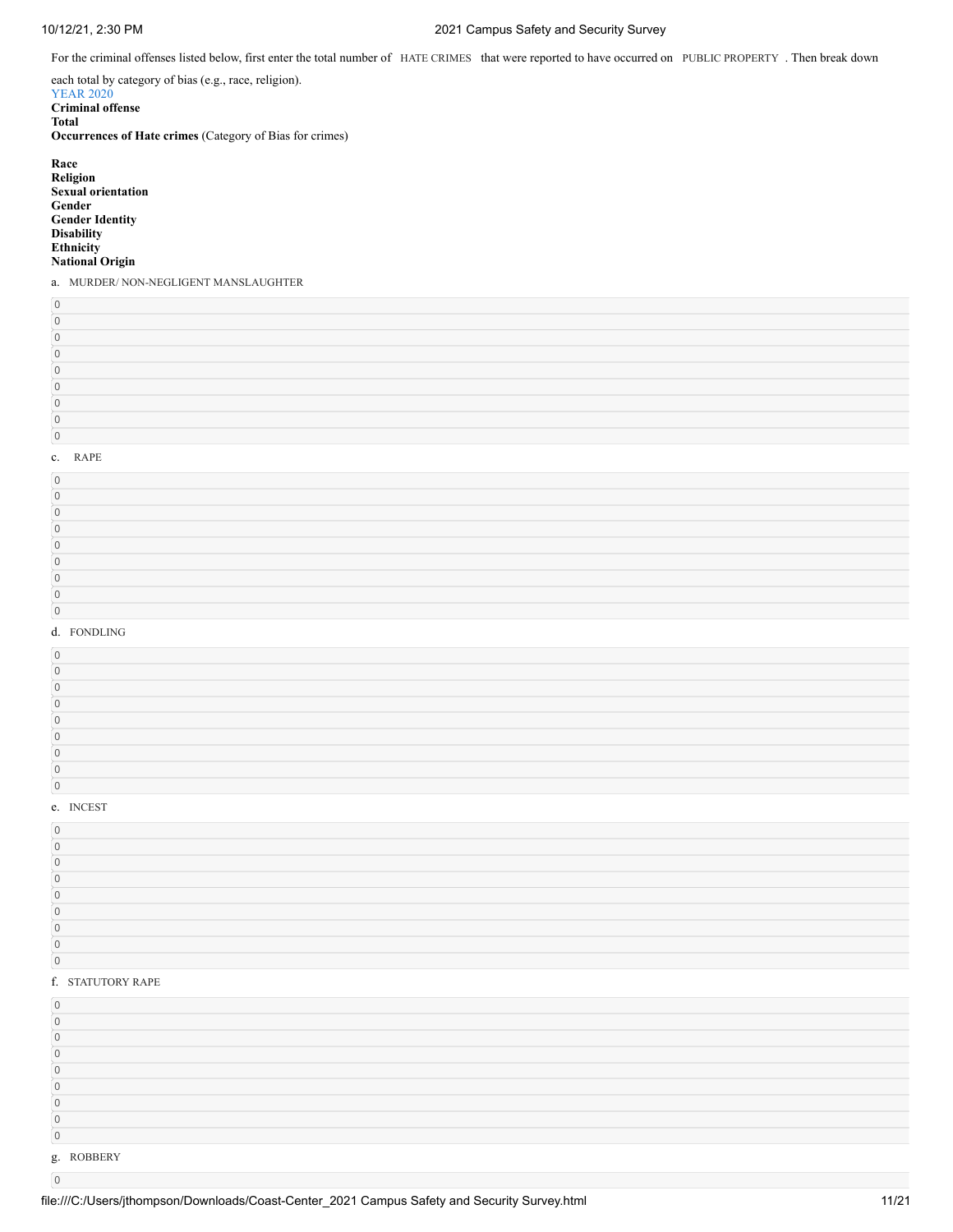For the criminal offenses listed below, first enter the total number of HATE CRIMES that were reported to have occurred on PUBLIC PROPERTY . Then break down each total by category of bias (e.g., race, religion).

YEAR 2020

**Criminal offense**
**Total**
**Occurrences of Hate crimes** (Category of Bias for crimes)

**Race**
**Religion**
**Sexual orientation**
**Gender**
**Gender Identity**
**Disability**
**Ethnicity**
**National Origin**

a. MURDER/ NON-NEGLIGENT MANSLAUGHTER

0
0
0
0
0
0
0
0
0

c. RAPE

0
0
0
0
0
0
0
0
0

d. FONDLING

0
0
0
0
0
0
0
0
0

e. INCEST

0
0
0
0
0
0
0
0
0

f. STATUTORY RAPE

0
0
0
0
0
0
0
0
0

g. ROBBERY

0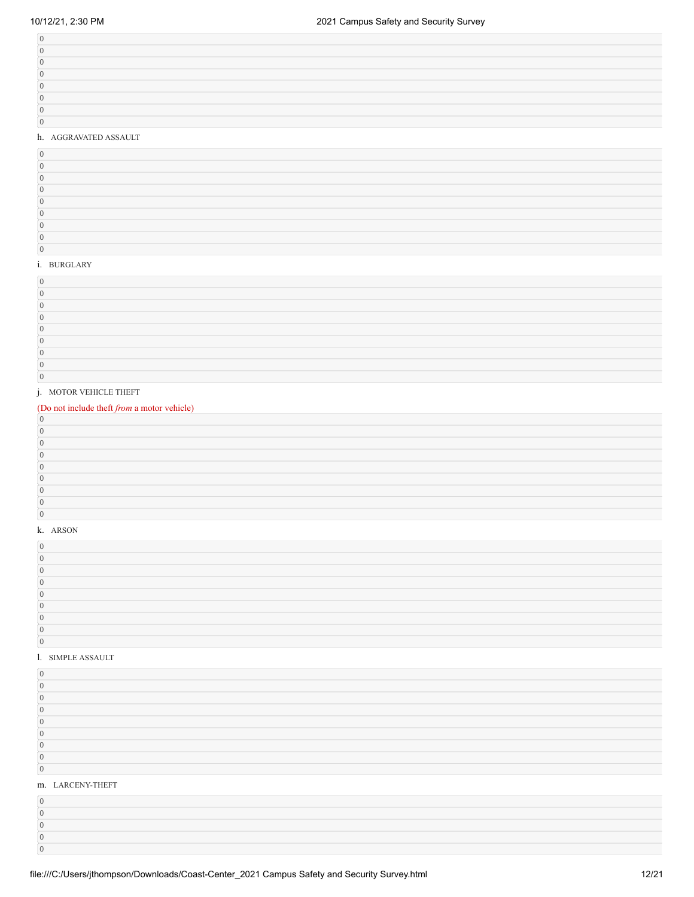0
0
0
0
0
0
0
0

h. AGGRAVATED ASSAULT

0
0
0
0
0
0
0
0
0

i. BURGLARY

0
0
0
0
0
0
0
0
0

j. MOTOR VEHICLE THEFT

(Do not include theft *from* a motor vehicle)

0
0
0
0
0
0
0
0
0

k. ARSON

0
0
0
0
0
0
0
0
0

l. SIMPLE ASSAULT

0
0
0
0
0
0
0
0
0

m. LARCENY-THEFT

0
0
0
0
0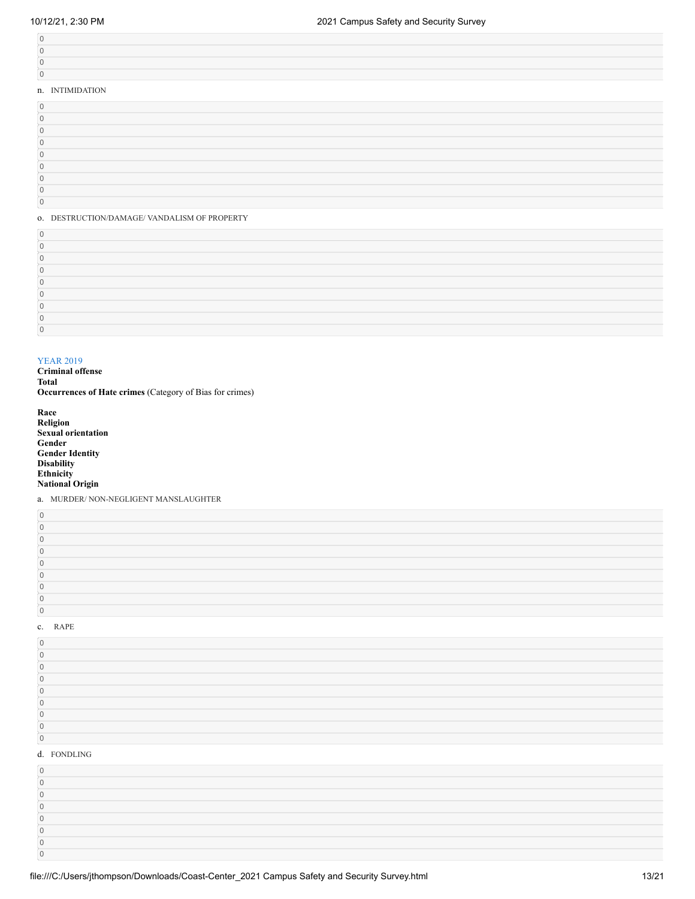0
0
0
0

n. INTIMIDATION

0
0
0
0
0
0
0
0
0

o. DESTRUCTION/DAMAGE/ VANDALISM OF PROPERTY

0
0
0
0
0
0
0
0
0

YEAR 2019

**Criminal offense**
**Total**
**Occurrences of Hate crimes** (Category of Bias for crimes)

**Race**
**Religion**
**Sexual orientation**
**Gender**
**Gender Identity**
**Disability**
**Ethnicity**
**National Origin**

a. MURDER/ NON-NEGLIGENT MANSLAUGHTER

0
0
0
0
0
0
0
0
0

c. RAPE

0
0
0
0
0
0
0
0
0

d. FONDLING

0
0
0
0
0
0
0
0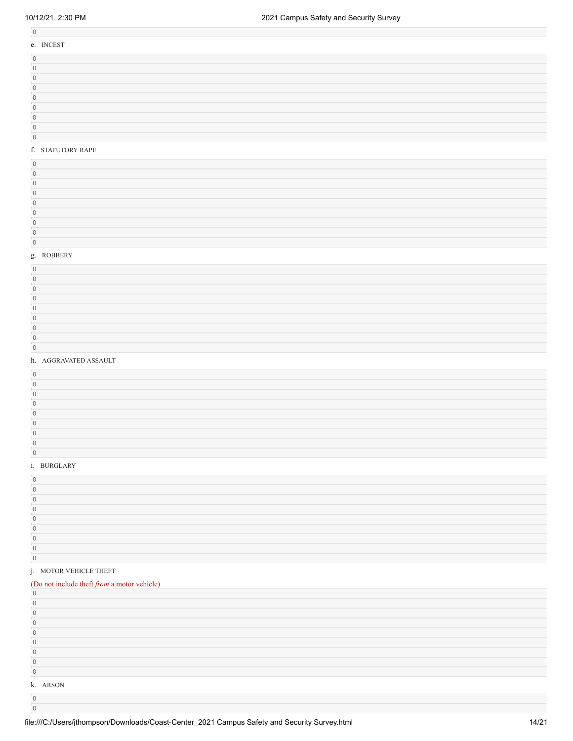0

e. INCEST

0
0
0
0
0
0
0
0
0

f. STATUTORY RAPE

0
0
0
0
0
0
0
0
0

g. ROBBERY

0
0
0
0
0
0
0
0
0

h. AGGRAVATED ASSAULT

0
0
0
0
0
0
0
0
0

i. BURGLARY

0
0
0
0
0
0
0
0
0

j. MOTOR VEHICLE THEFT

(Do not include theft *from* a motor vehicle)

0
0
0
0
0
0
0
0
0

k. ARSON

0
0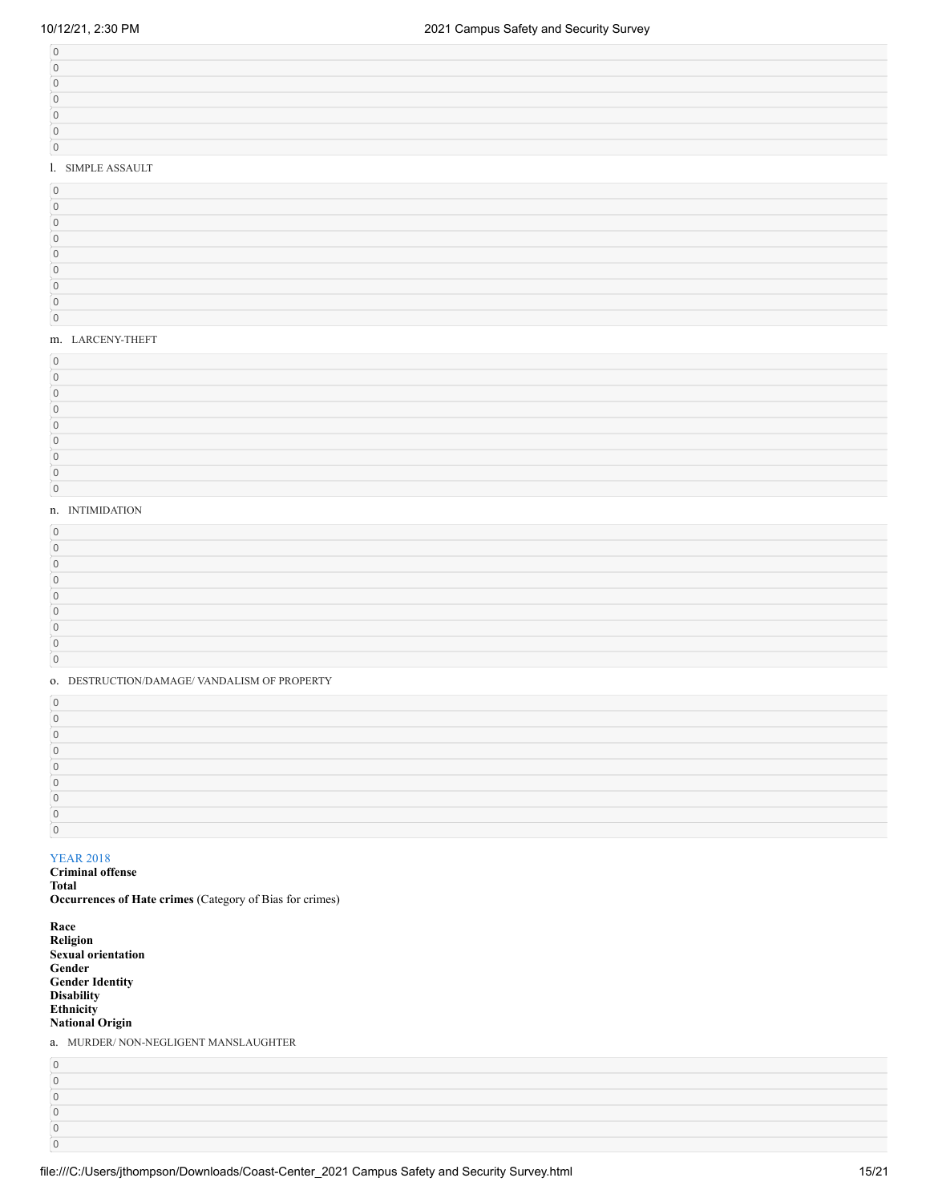0
0
0
0
0
0
0

l. SIMPLE ASSAULT

0
0
0
0
0
0
0
0
0

m. LARCENY-THEFT

0
0
0
0
0
0
0
0
0

n. INTIMIDATION

0
0
0
0
0
0
0
0
0

o. DESTRUCTION/DAMAGE/ VANDALISM OF PROPERTY

0
0
0
0
0
0
0
0
0

YEAR 2018

**Criminal offense**
**Total**
**Occurrences of Hate crimes** (Category of Bias for crimes)

**Race**
**Religion**
**Sexual orientation**
**Gender**
**Gender Identity**
**Disability**
**Ethnicity**
**National Origin**

a. MURDER/ NON-NEGLIGENT MANSLAUGHTER

0
0
0
0
0
0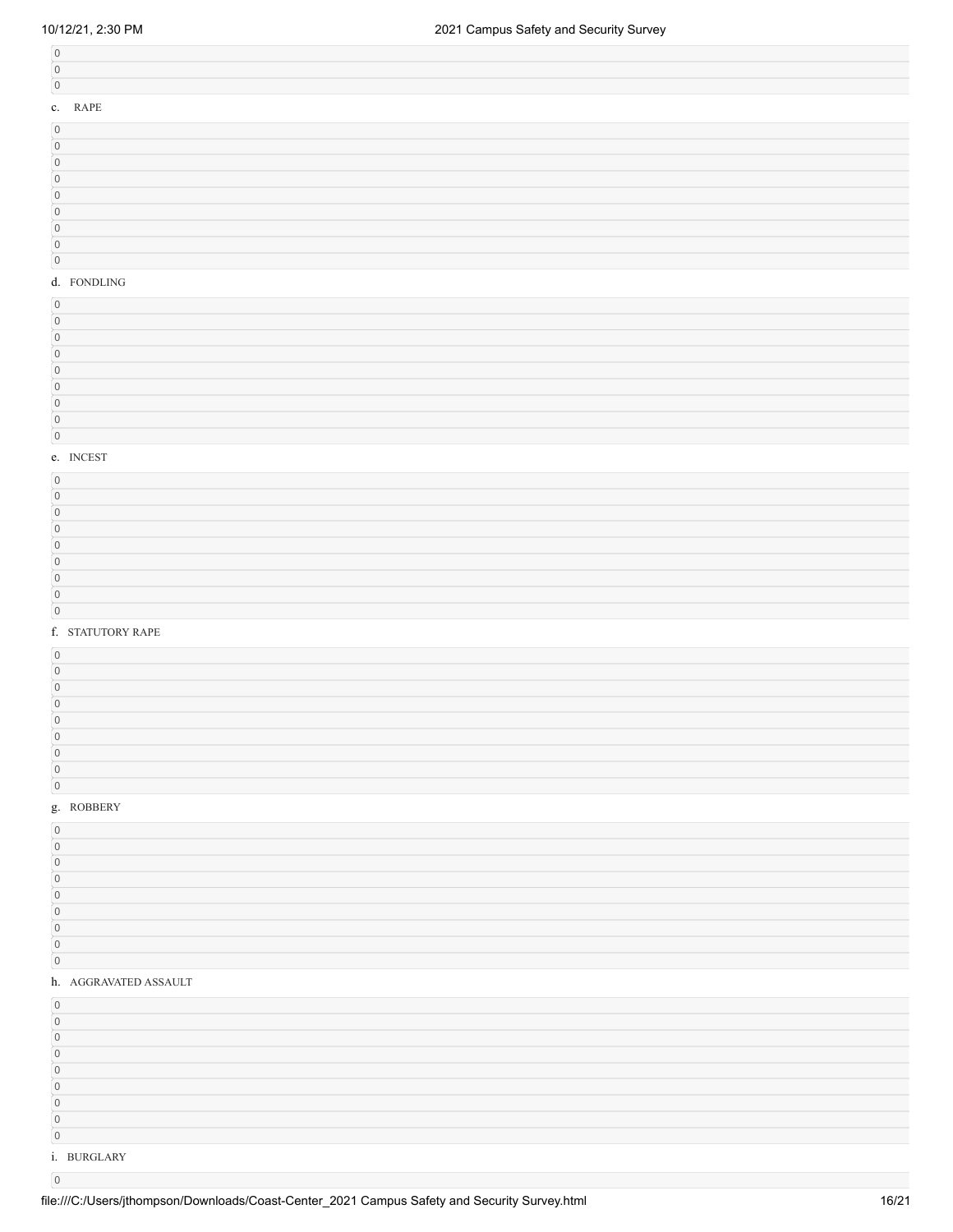0

0

0

c. RAPE

0

0

0

0

0

0

0

0

0

d. FONDLING

0

0

0

0

0

0

0

0

0

e. INCEST

0

0

0

0

0

0

0

0

0

f. STATUTORY RAPE

0

0

0

0

0

0

0

0

0

g. ROBBERY

0

0

0

0

0

0

0

0

0

h. AGGRAVATED ASSAULT

0

0

0

0

0

0

0

0

0

i. BURGLARY

0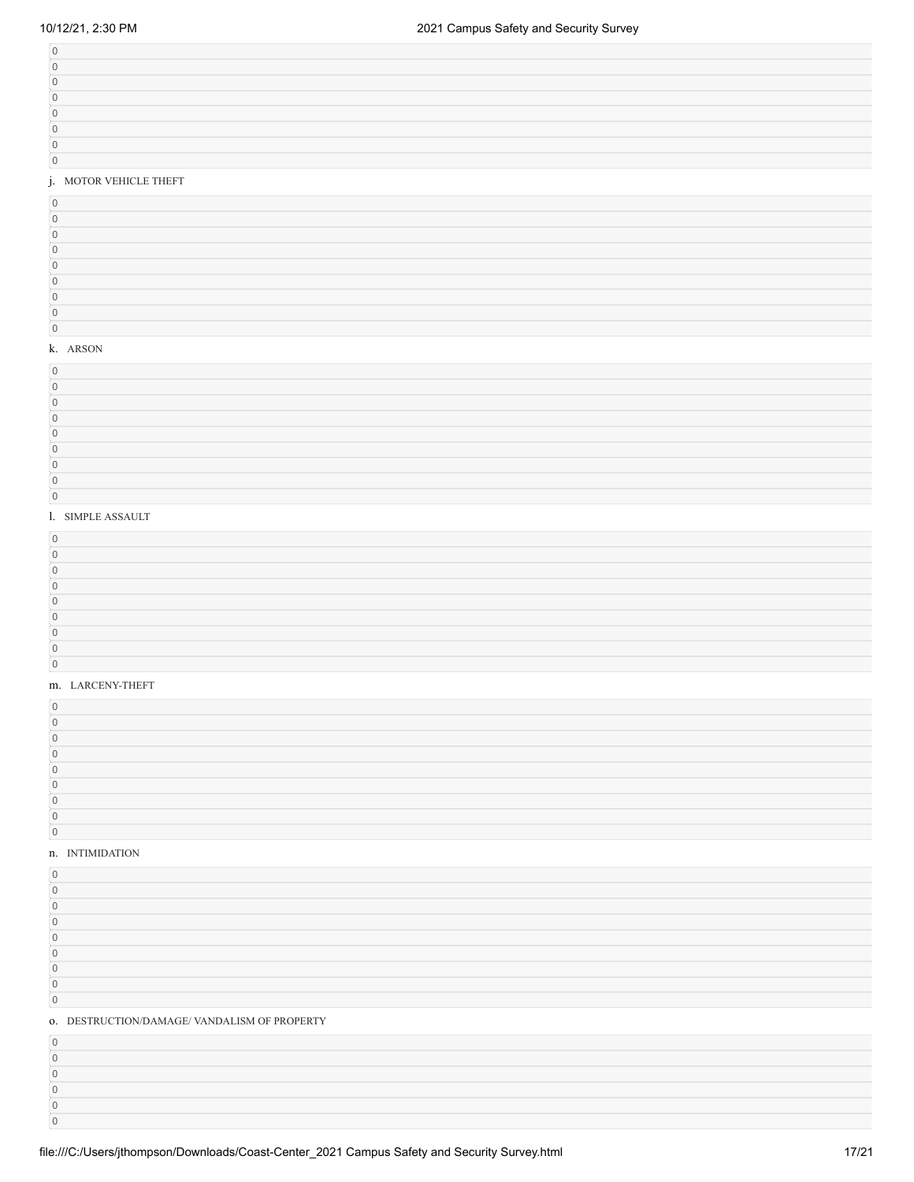0

0

0

0

0

0

0

0

j. MOTOR VEHICLE THEFT

0

0

0

0

0

0

0

0

0

k. ARSON

0

0

0

0

0

0

0

0

0

l. SIMPLE ASSAULT

0

0

0

0

0

0

0

0

0

m. LARCENY-THEFT

0

0

0

0

0

0

0

0

0

n. INTIMIDATION

0

0

0

0

0

0

0

0

0

o. DESTRUCTION/DAMAGE/ VANDALISM OF PROPERTY

0

0

0

0

0

0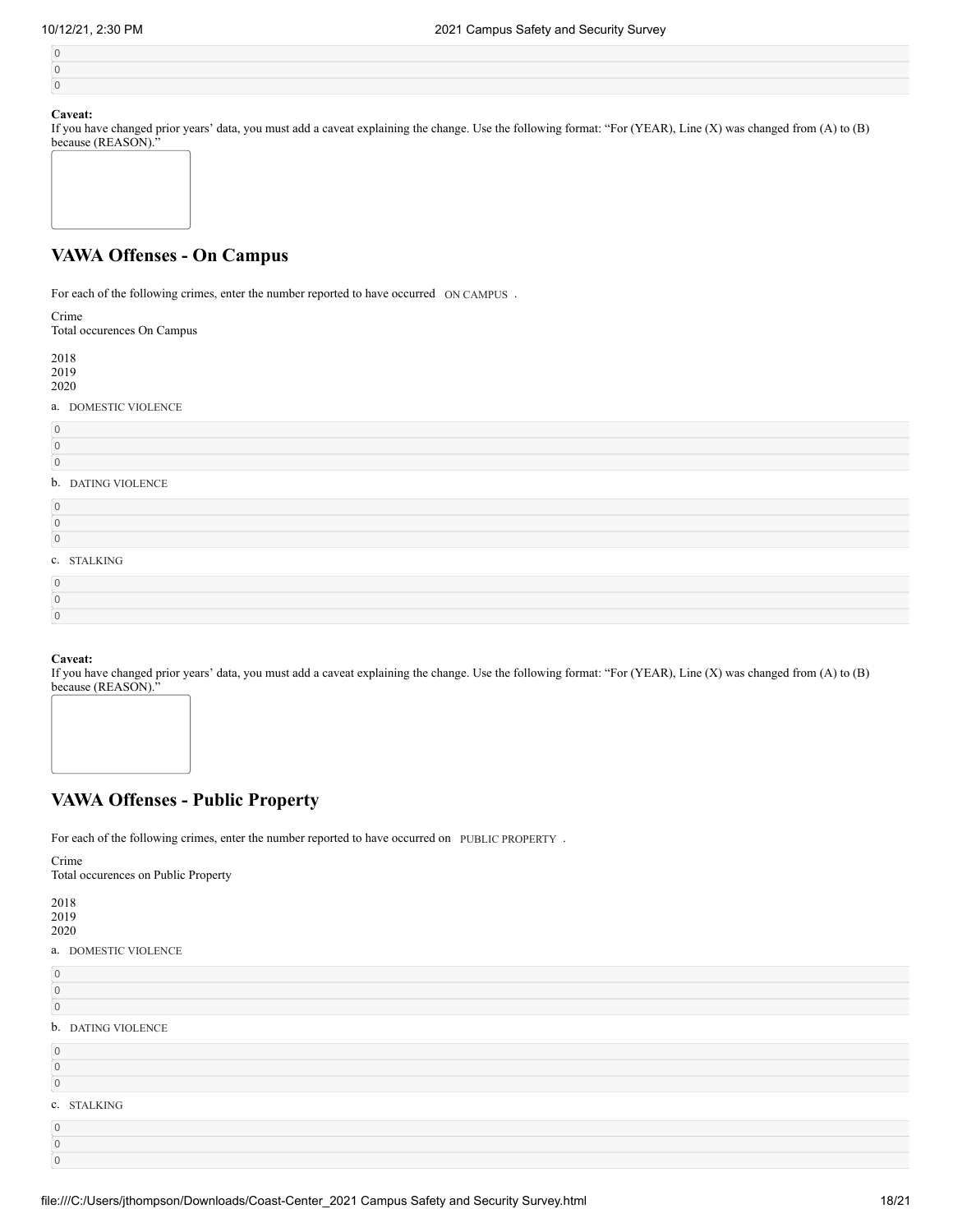0
0
0

**Caveat:**
If you have changed prior years' data, you must add a caveat explaining the change. Use the following format: "For (YEAR), Line (X) was changed from (A) to (B) because (REASON)."

## VAWA Offenses - On Campus

For each of the following crimes, enter the number reported to have occurred ON CAMPUS .

| Crime Total occurences On Campus | 2018 | 2019 | 2020 |
|---|---|---|---|
| a. DOMESTIC VIOLENCE | 0 | 0 | 0 |
| b. DATING VIOLENCE | 0 | 0 | 0 |
| c. STALKING | 0 | 0 | 0 |

**Caveat:**
If you have changed prior years' data, you must add a caveat explaining the change. Use the following format: "For (YEAR), Line (X) was changed from (A) to (B) because (REASON)."

## VAWA Offenses - Public Property

For each of the following crimes, enter the number reported to have occurred on PUBLIC PROPERTY .

| Crime Total occurences on Public Property | 2018 | 2019 | 2020 |
|---|---|---|---|
| a. DOMESTIC VIOLENCE | 0 | 0 | 0 |
| b. DATING VIOLENCE | 0 | 0 | 0 |
| c. STALKING | 0 | 0 | 0 |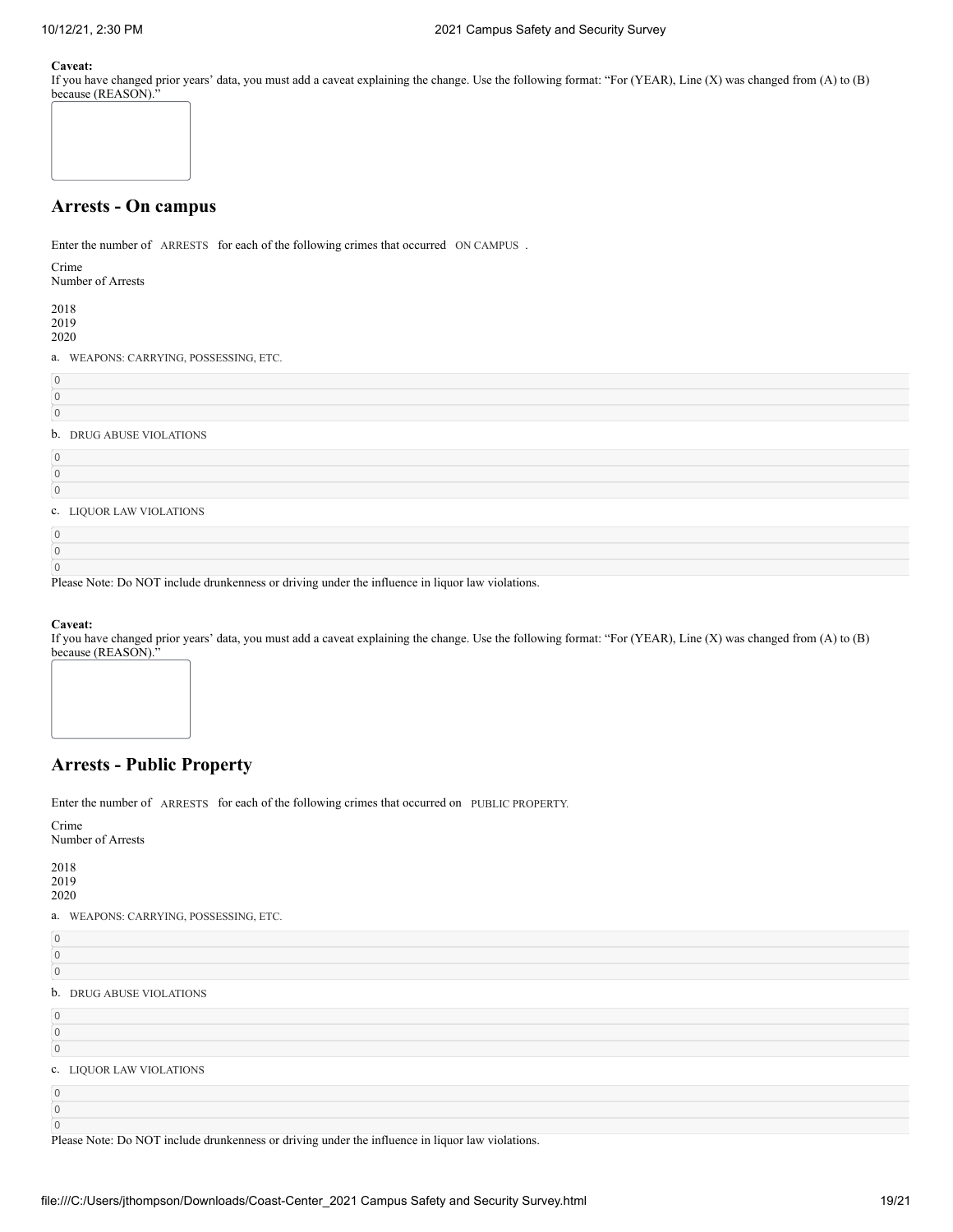**Caveat:**
If you have changed prior years' data, you must add a caveat explaining the change. Use the following format: "For (YEAR), Line (X) was changed from (A) to (B) because (REASON)."

## Arrests - On campus

Enter the number of ARRESTS for each of the following crimes that occurred ON CAMPUS .

| Crime | Number of Arrests | | |
|---|---|---|---|
| | 2018 | 2019 | 2020 |
| a. WEAPONS: CARRYING, POSSESSING, ETC. | 0 | 0 | 0 |
| b. DRUG ABUSE VIOLATIONS | 0 | 0 | 0 |
| c. LIQUOR LAW VIOLATIONS | 0 | 0 | 0 |

Please Note: Do NOT include drunkenness or driving under the influence in liquor law violations.

**Caveat:**
If you have changed prior years' data, you must add a caveat explaining the change. Use the following format: "For (YEAR), Line (X) was changed from (A) to (B) because (REASON)."

## Arrests - Public Property

Enter the number of ARRESTS for each of the following crimes that occurred on PUBLIC PROPERTY.

| Crime | Number of Arrests | | |
|---|---|---|---|
| | 2018 | 2019 | 2020 |
| a. WEAPONS: CARRYING, POSSESSING, ETC. | 0 | 0 | 0 |
| b. DRUG ABUSE VIOLATIONS | 0 | 0 | 0 |
| c. LIQUOR LAW VIOLATIONS | 0 | 0 | 0 |

Please Note: Do NOT include drunkenness or driving under the influence in liquor law violations.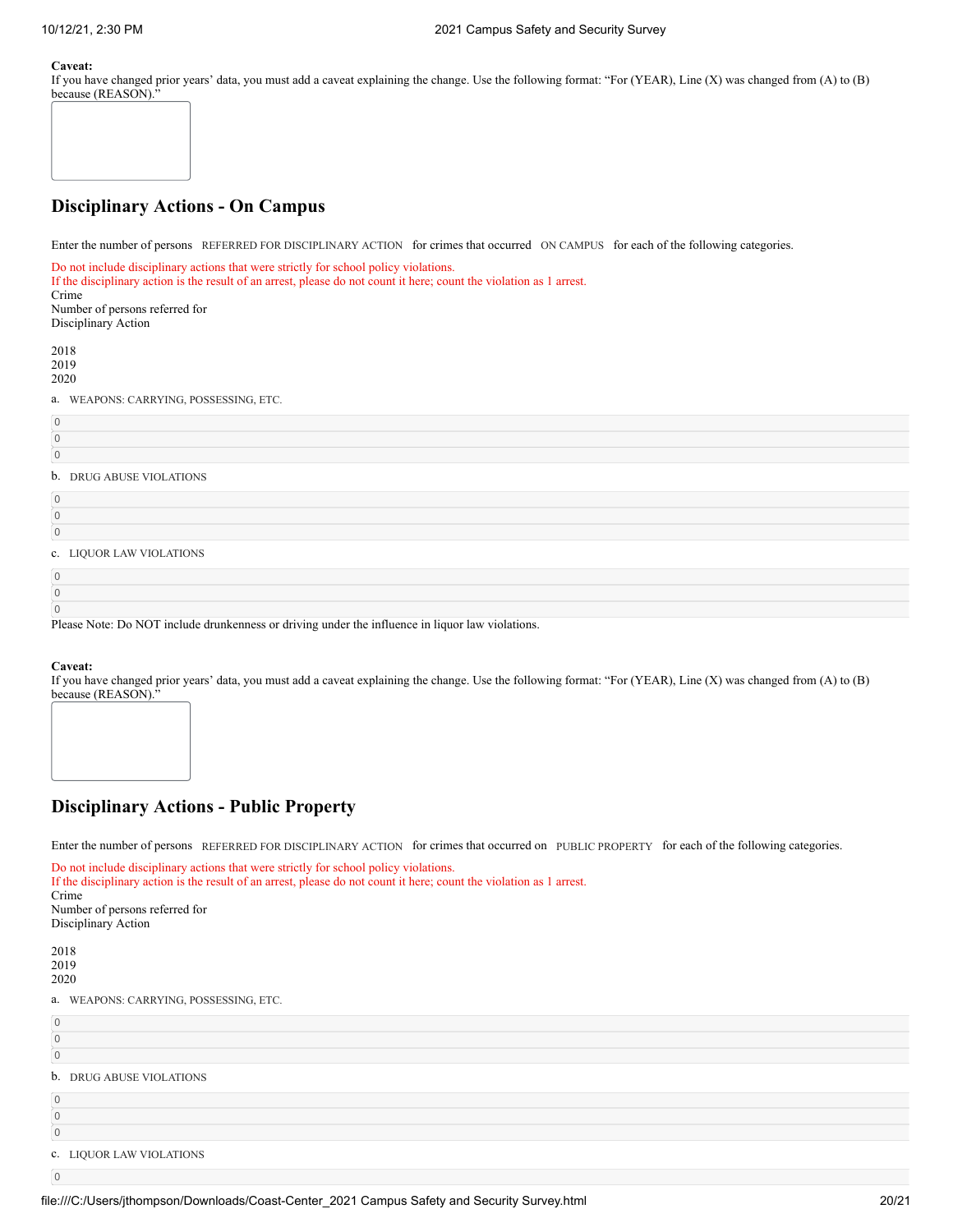**Caveat:**
If you have changed prior years' data, you must add a caveat explaining the change. Use the following format: "For (YEAR), Line (X) was changed from (A) to (B) because (REASON)."

## Disciplinary Actions - On Campus

Enter the number of persons REFERRED FOR DISCIPLINARY ACTION for crimes that occurred ON CAMPUS for each of the following categories.

Do not include disciplinary actions that were strictly for school policy violations.
If the disciplinary action is the result of an arrest, please do not count it here; count the violation as 1 arrest.

| Crime | Number of persons referred for Disciplinary Action 2018 | 2019 | 2020 |
|---|---|---|---|
| a. WEAPONS: CARRYING, POSSESSING, ETC. | 0 | 0 | 0 |
| b. DRUG ABUSE VIOLATIONS | 0 | 0 | 0 |
| c. LIQUOR LAW VIOLATIONS | 0 | 0 | 0 |

Please Note: Do NOT include drunkenness or driving under the influence in liquor law violations.

**Caveat:**
If you have changed prior years' data, you must add a caveat explaining the change. Use the following format: "For (YEAR), Line (X) was changed from (A) to (B) because (REASON)."

## Disciplinary Actions - Public Property

Enter the number of persons REFERRED FOR DISCIPLINARY ACTION for crimes that occurred on PUBLIC PROPERTY for each of the following categories.

Do not include disciplinary actions that were strictly for school policy violations.
If the disciplinary action is the result of an arrest, please do not count it here; count the violation as 1 arrest.

| Crime | Number of persons referred for Disciplinary Action 2018 | 2019 | 2020 |
|---|---|---|---|
| a. WEAPONS: CARRYING, POSSESSING, ETC. | 0 | 0 | 0 |
| b. DRUG ABUSE VIOLATIONS | 0 | 0 | 0 |
| c. LIQUOR LAW VIOLATIONS | 0 | | |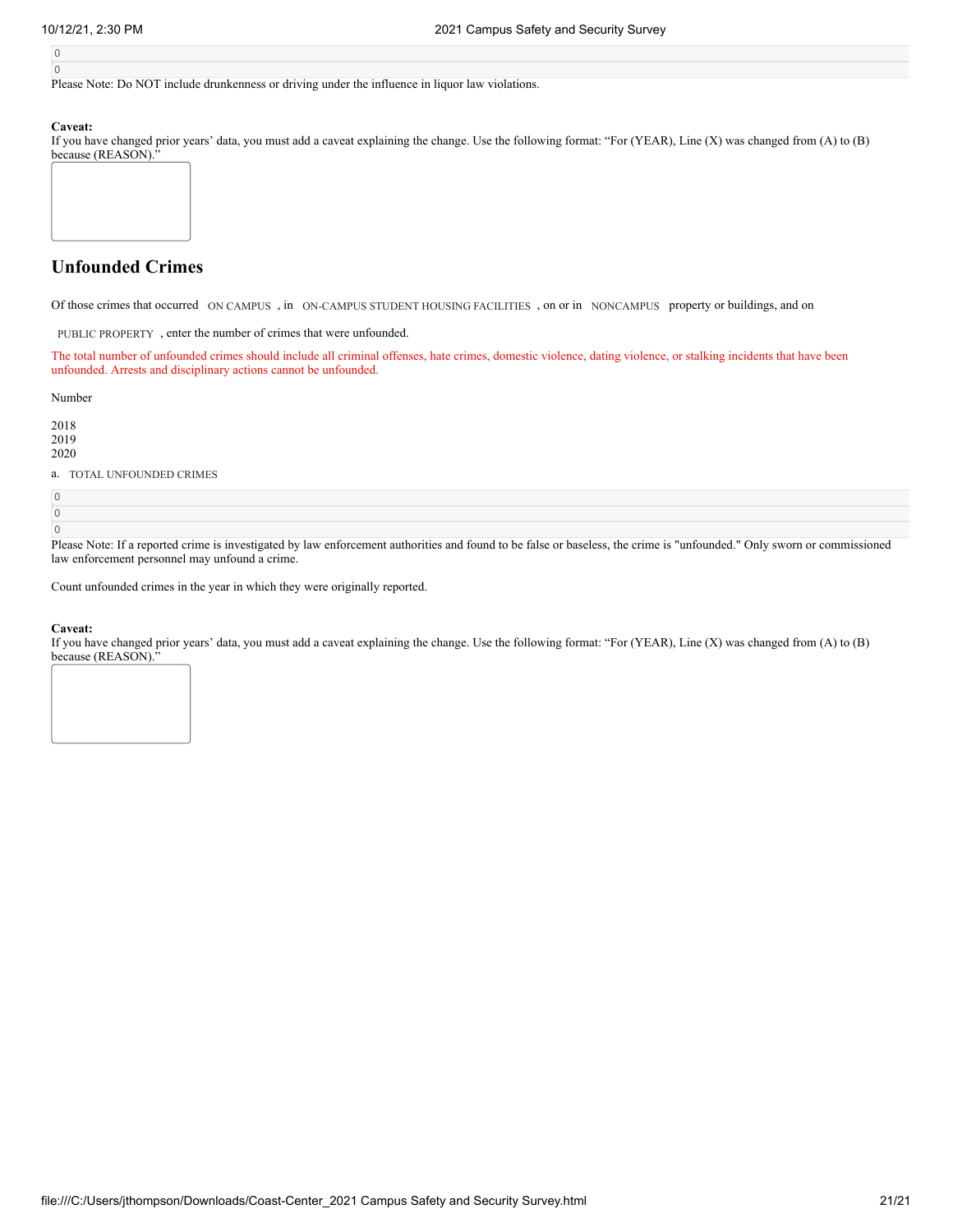0

0

Please Note: Do NOT include drunkenness or driving under the influence in liquor law violations.

**Caveat:**
If you have changed prior years' data, you must add a caveat explaining the change. Use the following format: "For (YEAR), Line (X) was changed from (A) to (B) because (REASON)."

## Unfounded Crimes

Of those crimes that occurred ON CAMPUS , in ON-CAMPUS STUDENT HOUSING FACILITIES , on or in NONCAMPUS property or buildings, and on PUBLIC PROPERTY , enter the number of crimes that were unfounded.

The total number of unfounded crimes should include all criminal offenses, hate crimes, domestic violence, dating violence, or stalking incidents that have been unfounded. Arrests and disciplinary actions cannot be unfounded.

Number

2018
2019
2020

a. TOTAL UNFOUNDED CRIMES

0

0

0

Please Note: If a reported crime is investigated by law enforcement authorities and found to be false or baseless, the crime is "unfounded." Only sworn or commissioned law enforcement personnel may unfound a crime.

Count unfounded crimes in the year in which they were originally reported.

**Caveat:**
If you have changed prior years' data, you must add a caveat explaining the change. Use the following format: "For (YEAR), Line (X) was changed from (A) to (B) because (REASON)."